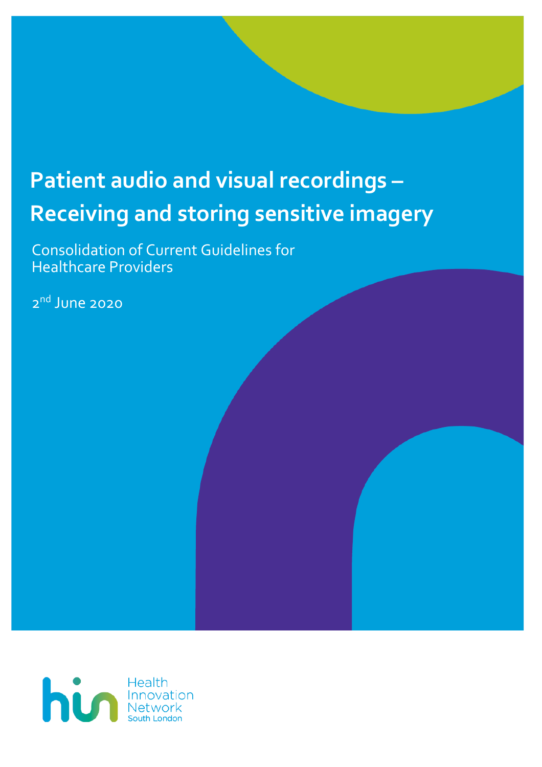# Patient audio and visual recordings – Receiving and storing sensitive imagery

Consolidation of Current Guidelines for Healthcare Providers

2nd June 2020

Health Innovation Network South London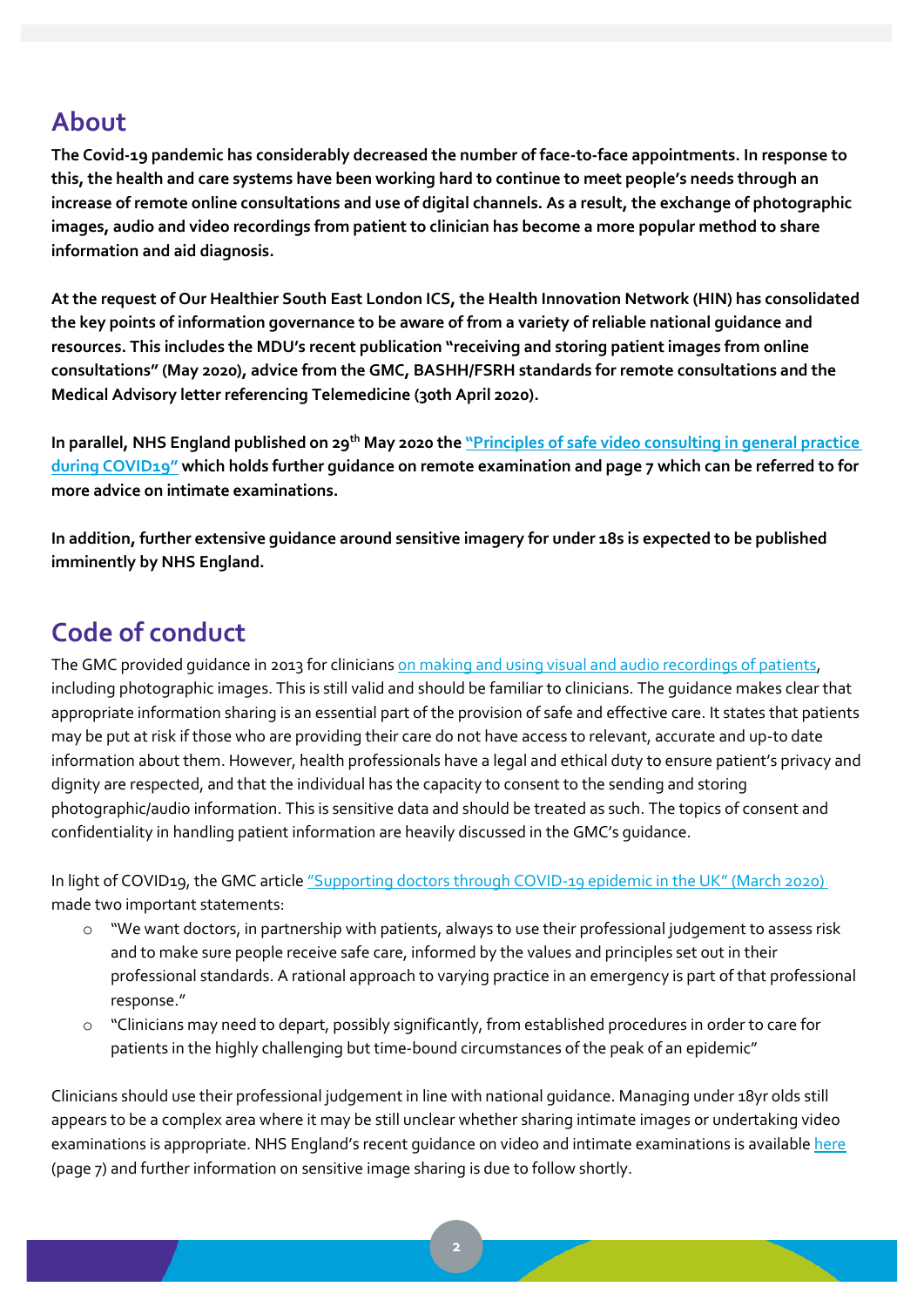## About

**The Covid-19 pandemic has considerably decreased the number of face-to-face appointments. In response to this, the health and care systems have been working hard to continue to meet people's needs through an increase of remote online consultations and use of digital channels. As a result, the exchange of photographic images, audio and video recordings from patient to clinician has become a more popular method to share information and aid diagnosis.**

**At the request of Our Healthier South East London ICS, the Health Innovation Network (HIN) has consolidated the key points of information governance to be aware of from a variety of reliable national guidance and resources. This includes the MDU's recent publication "receiving and storing patient images from online consultations" (May 2020), advice from the GMC, BASHH/FSRH standards for remote consultations and the Medical Advisory letter referencing Telemedicine (30th April 2020).**

**In parallel, NHS England published on 29th May 2020 the "Principles of safe video consulting in general practice during COVID19" which holds further guidance on remote examination and page 7 which can be referred to for more advice on intimate examinations.**

**In addition, further extensive guidance around sensitive imagery for under 18s is expected to be published imminently by NHS England.**

## Code of conduct

The GMC provided guidance in 2013 for clinicians on making and using visual and audio recordings of patients, including photographic images. This is still valid and should be familiar to clinicians. The guidance makes clear that appropriate information sharing is an essential part of the provision of safe and effective care. It states that patients may be put at risk if those who are providing their care do not have access to relevant, accurate and up-to date information about them. However, health professionals have a legal and ethical duty to ensure patient's privacy and dignity are respected, and that the individual has the capacity to consent to the sending and storing photographic/audio information. This is sensitive data and should be treated as such. The topics of consent and confidentiality in handling patient information are heavily discussed in the GMC's guidance.

In light of COVID19, the GMC article "Supporting doctors through COVID-19 epidemic in the UK" (March 2020) made two important statements:

- "We want doctors, in partnership with patients, always to use their professional judgement to assess risk and to make sure people receive safe care, informed by the values and principles set out in their professional standards. A rational approach to varying practice in an emergency is part of that professional response."
- "Clinicians may need to depart, possibly significantly, from established procedures in order to care for patients in the highly challenging but time-bound circumstances of the peak of an epidemic"

Clinicians should use their professional judgement in line with national guidance. Managing under 18yr olds still appears to be a complex area where it may be still unclear whether sharing intimate images or undertaking video examinations is appropriate. NHS England's recent guidance on video and intimate examinations is available here (page 7) and further information on sensitive image sharing is due to follow shortly.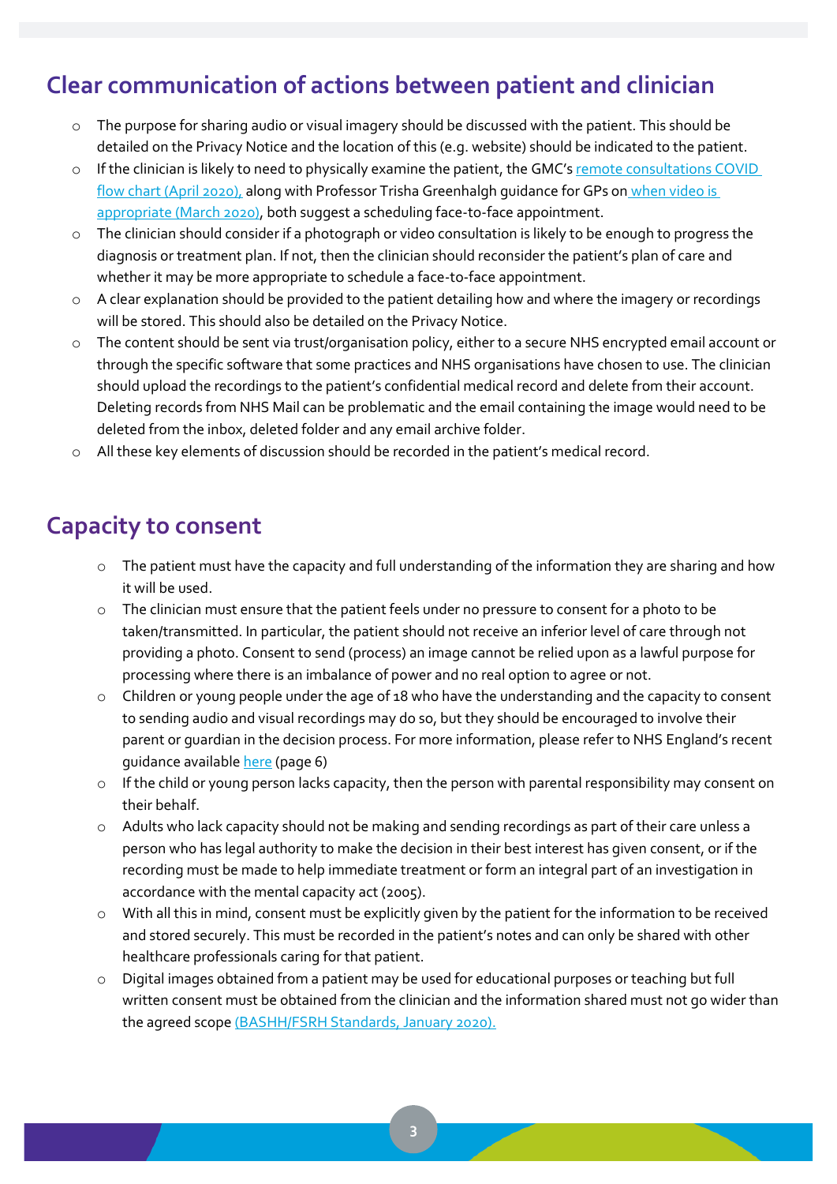## Clear communication of actions between patient and clinician

- The purpose for sharing audio or visual imagery should be discussed with the patient. This should be detailed on the Privacy Notice and the location of this (e.g. website) should be indicated to the patient.
- If the clinician is likely to need to physically examine the patient, the GMC's remote consultations COVID flow chart (April 2020), along with Professor Trisha Greenhalgh guidance for GPs on when video is appropriate (March 2020), both suggest a scheduling face-to-face appointment.
- The clinician should consider if a photograph or video consultation is likely to be enough to progress the diagnosis or treatment plan. If not, then the clinician should reconsider the patient's plan of care and whether it may be more appropriate to schedule a face-to-face appointment.
- A clear explanation should be provided to the patient detailing how and where the imagery or recordings will be stored. This should also be detailed on the Privacy Notice.
- The content should be sent via trust/organisation policy, either to a secure NHS encrypted email account or through the specific software that some practices and NHS organisations have chosen to use. The clinician should upload the recordings to the patient's confidential medical record and delete from their account. Deleting records from NHS Mail can be problematic and the email containing the image would need to be deleted from the inbox, deleted folder and any email archive folder.
- All these key elements of discussion should be recorded in the patient's medical record.

## Capacity to consent

- The patient must have the capacity and full understanding of the information they are sharing and how it will be used.
- The clinician must ensure that the patient feels under no pressure to consent for a photo to be taken/transmitted. In particular, the patient should not receive an inferior level of care through not providing a photo. Consent to send (process) an image cannot be relied upon as a lawful purpose for processing where there is an imbalance of power and no real option to agree or not.
- Children or young people under the age of 18 who have the understanding and the capacity to consent to sending audio and visual recordings may do so, but they should be encouraged to involve their parent or guardian in the decision process. For more information, please refer to NHS England's recent guidance available here (page 6)
- If the child or young person lacks capacity, then the person with parental responsibility may consent on their behalf.
- Adults who lack capacity should not be making and sending recordings as part of their care unless a person who has legal authority to make the decision in their best interest has given consent, or if the recording must be made to help immediate treatment or form an integral part of an investigation in accordance with the mental capacity act (2005).
- With all this in mind, consent must be explicitly given by the patient for the information to be received and stored securely. This must be recorded in the patient's notes and can only be shared with other healthcare professionals caring for that patient.
- Digital images obtained from a patient may be used for educational purposes or teaching but full written consent must be obtained from the clinician and the information shared must not go wider than the agreed scope (BASHH/FSRH Standards, January 2020).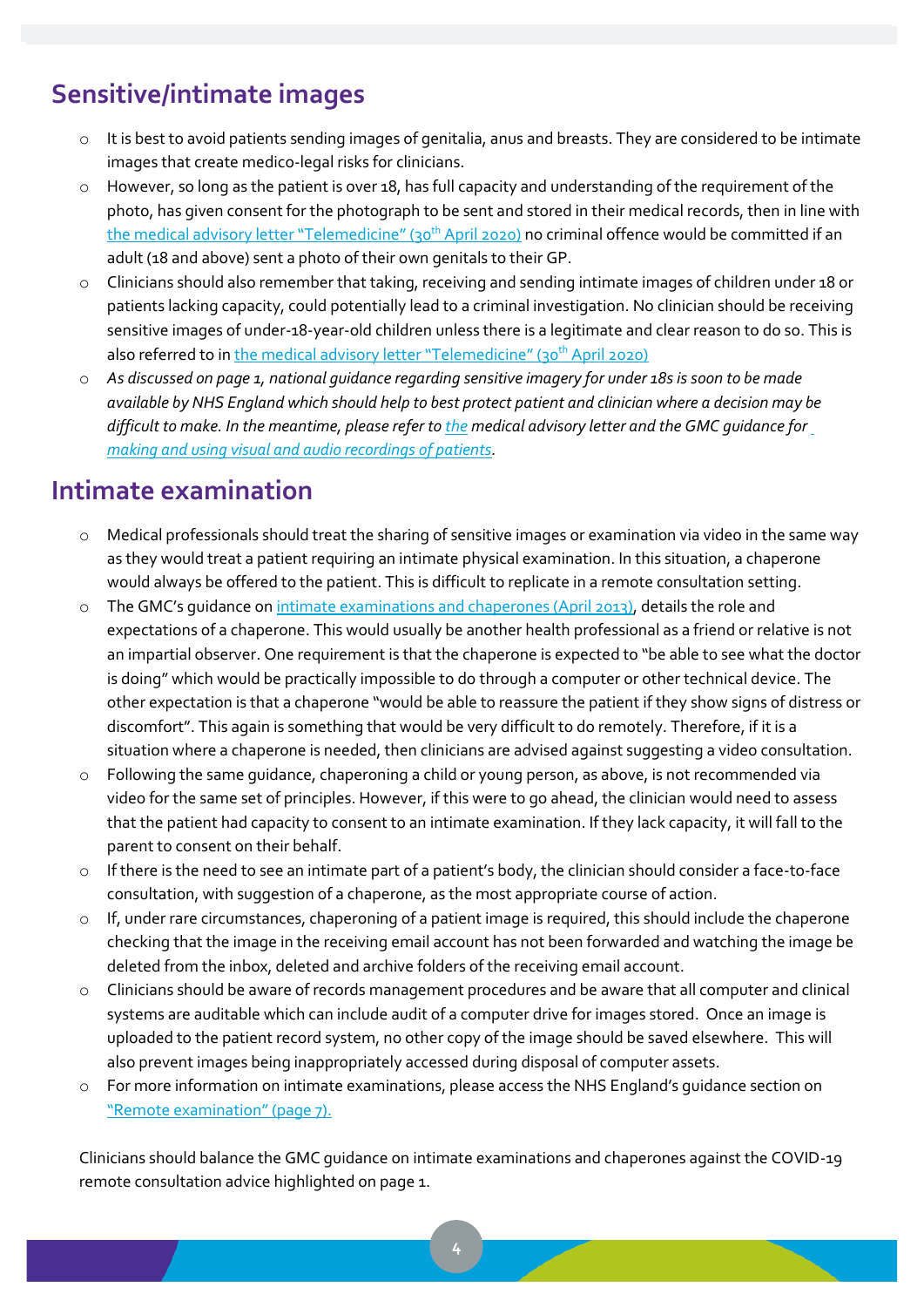## Sensitive/intimate images

- It is best to avoid patients sending images of genitalia, anus and breasts. They are considered to be intimate images that create medico-legal risks for clinicians.
- However, so long as the patient is over 18, has full capacity and understanding of the requirement of the photo, has given consent for the photograph to be sent and stored in their medical records, then in line with the medical advisory letter "Telemedicine" (30th April 2020) no criminal offence would be committed if an adult (18 and above) sent a photo of their own genitals to their GP.
- Clinicians should also remember that taking, receiving and sending intimate images of children under 18 or patients lacking capacity, could potentially lead to a criminal investigation. No clinician should be receiving sensitive images of under-18-year-old children unless there is a legitimate and clear reason to do so. This is also referred to in the medical advisory letter "Telemedicine" (30th April 2020)
- *As discussed on page 1, national guidance regarding sensitive imagery for under 18s is soon to be made available by NHS England which should help to best protect patient and clinician where a decision may be difficult to make. In the meantime, please refer to the medical advisory letter and the GMC guidance for making and using visual and audio recordings of patients.*

## Intimate examination

- Medical professionals should treat the sharing of sensitive images or examination via video in the same way as they would treat a patient requiring an intimate physical examination. In this situation, a chaperone would always be offered to the patient. This is difficult to replicate in a remote consultation setting.
- The GMC's guidance on intimate examinations and chaperones (April 2013), details the role and expectations of a chaperone. This would usually be another health professional as a friend or relative is not an impartial observer. One requirement is that the chaperone is expected to "be able to see what the doctor is doing" which would be practically impossible to do through a computer or other technical device. The other expectation is that a chaperone "would be able to reassure the patient if they show signs of distress or discomfort". This again is something that would be very difficult to do remotely. Therefore, if it is a situation where a chaperone is needed, then clinicians are advised against suggesting a video consultation.
- Following the same guidance, chaperoning a child or young person, as above, is not recommended via video for the same set of principles. However, if this were to go ahead, the clinician would need to assess that the patient had capacity to consent to an intimate examination. If they lack capacity, it will fall to the parent to consent on their behalf.
- If there is the need to see an intimate part of a patient's body, the clinician should consider a face-to-face consultation, with suggestion of a chaperone, as the most appropriate course of action.
- If, under rare circumstances, chaperoning of a patient image is required, this should include the chaperone checking that the image in the receiving email account has not been forwarded and watching the image be deleted from the inbox, deleted and archive folders of the receiving email account.
- Clinicians should be aware of records management procedures and be aware that all computer and clinical systems are auditable which can include audit of a computer drive for images stored. Once an image is uploaded to the patient record system, no other copy of the image should be saved elsewhere. This will also prevent images being inappropriately accessed during disposal of computer assets.
- For more information on intimate examinations, please access the NHS England's guidance section on "Remote examination" (page 7).

Clinicians should balance the GMC guidance on intimate examinations and chaperones against the COVID-19 remote consultation advice highlighted on page 1.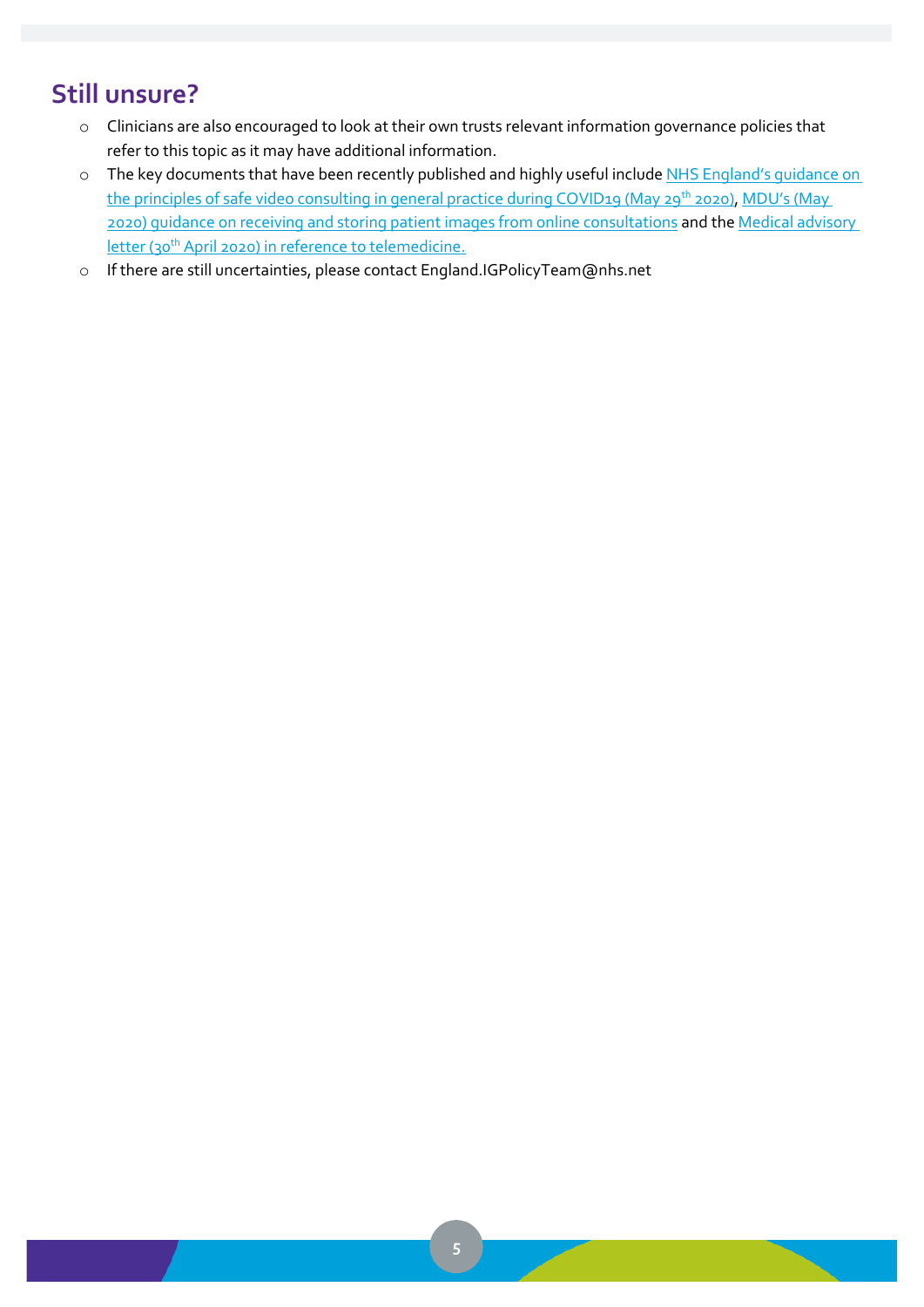## Still unsure?

- Clinicians are also encouraged to look at their own trusts relevant information governance policies that refer to this topic as it may have additional information.
- The key documents that have been recently published and highly useful include NHS England's guidance on the principles of safe video consulting in general practice during COVID19 (May 29th 2020), MDU's (May 2020) guidance on receiving and storing patient images from online consultations and the Medical advisory letter (30th April 2020) in reference to telemedicine.
- If there are still uncertainties, please contact England.IGPolicyTeam@nhs.net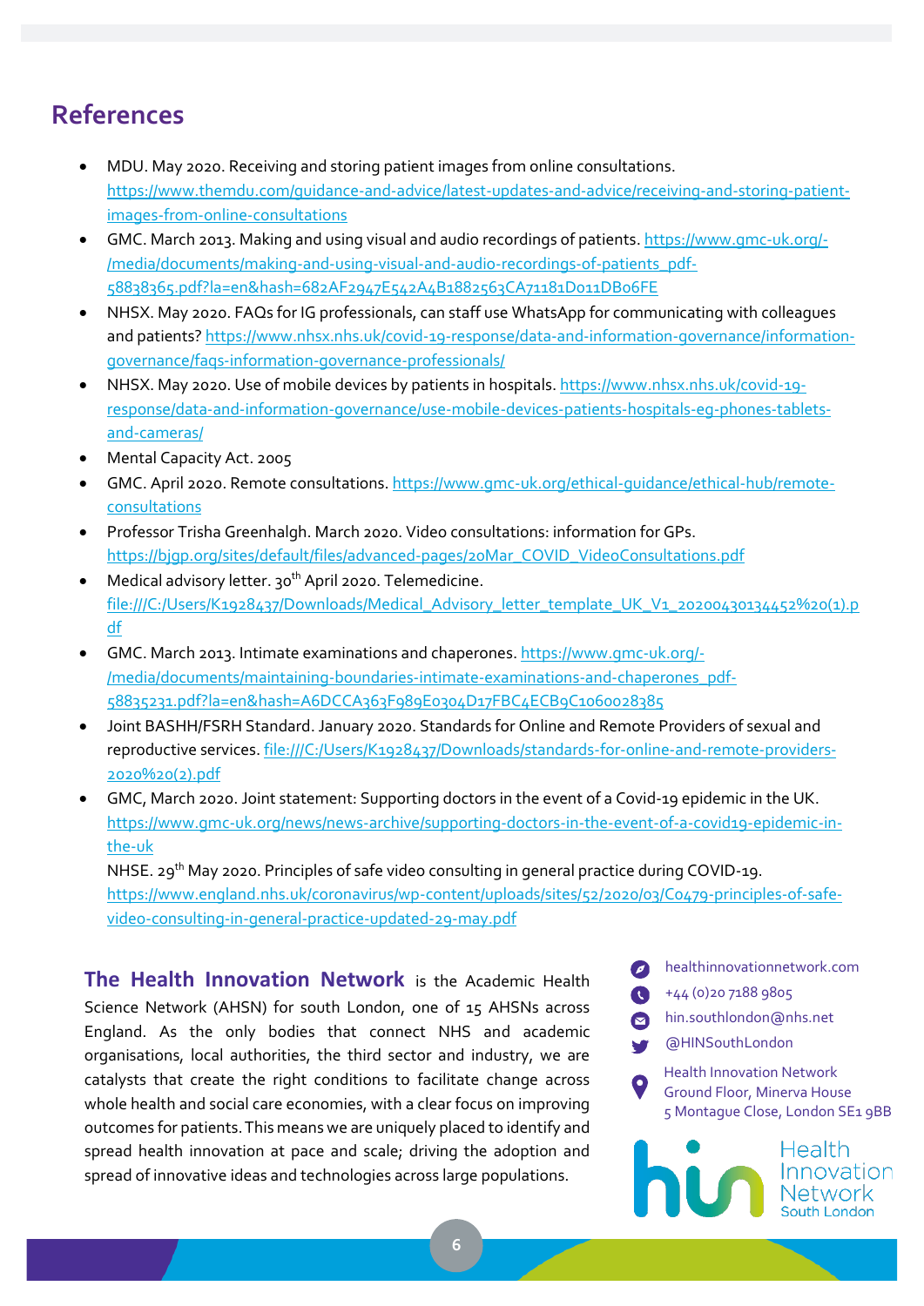## References

- MDU. May 2020. Receiving and storing patient images from online consultations. https://www.themdu.com/guidance-and-advice/latest-updates-and-advice/receiving-and-storing-patient-images-from-online-consultations
- GMC. March 2013. Making and using visual and audio recordings of patients. https://www.gmc-uk.org/-/media/documents/making-and-using-visual-and-audio-recordings-of-patients_pdf-58838365.pdf?la=en&hash=682AF2947E542A4B1882563CA71181D011DB06FE
- NHSX. May 2020. FAQs for IG professionals, can staff use WhatsApp for communicating with colleagues and patients? https://www.nhsx.nhs.uk/covid-19-response/data-and-information-governance/information-governance/faqs-information-governance-professionals/
- NHSX. May 2020. Use of mobile devices by patients in hospitals. https://www.nhsx.nhs.uk/covid-19-response/data-and-information-governance/use-mobile-devices-patients-hospitals-eg-phones-tablets-and-cameras/
- Mental Capacity Act. 2005
- GMC. April 2020. Remote consultations. https://www.gmc-uk.org/ethical-guidance/ethical-hub/remote-consultations
- Professor Trisha Greenhalgh. March 2020. Video consultations: information for GPs. https://bjgp.org/sites/default/files/advanced-pages/20Mar_COVID_VideoConsultations.pdf
- Medical advisory letter. 30th April 2020. Telemedicine. file:///C:/Users/K1928437/Downloads/Medical_Advisory_letter_template_UK_V1_20200430134452%20(1).pdf
- GMC. March 2013. Intimate examinations and chaperones. https://www.gmc-uk.org/-/media/documents/maintaining-boundaries-intimate-examinations-and-chaperones_pdf-58835231.pdf?la=en&hash=A6DCCA363F989E0304D17FBC4ECB9C1060028385
- Joint BASHH/FSRH Standard. January 2020. Standards for Online and Remote Providers of sexual and reproductive services. file:///C:/Users/K1928437/Downloads/standards-for-online-and-remote-providers-2020%20(2).pdf
- GMC, March 2020. Joint statement: Supporting doctors in the event of a Covid-19 epidemic in the UK. https://www.gmc-uk.org/news/news-archive/supporting-doctors-in-the-event-of-a-covid19-epidemic-in-the-uk

  NHSE. 29th May 2020. Principles of safe video consulting in general practice during COVID-19. https://www.england.nhs.uk/coronavirus/wp-content/uploads/sites/52/2020/03/C0479-principles-of-safe-video-consulting-in-general-practice-updated-29-may.pdf

**The Health Innovation Network** is the Academic Health Science Network (AHSN) for south London, one of 15 AHSNs across England. As the only bodies that connect NHS and academic organisations, local authorities, the third sector and industry, we are catalysts that create the right conditions to facilitate change across whole health and social care economies, with a clear focus on improving outcomes for patients. This means we are uniquely placed to identify and spread health innovation at pace and scale; driving the adoption and spread of innovative ideas and technologies across large populations.

healthinnovationnetwork.com
+44 (0)20 7188 9805
hin.southlondon@nhs.net
@HINSouthLondon

Health Innovation Network
Ground Floor, Minerva House
5 Montague Close, London SE1 9BB

Health Innovation Network South London